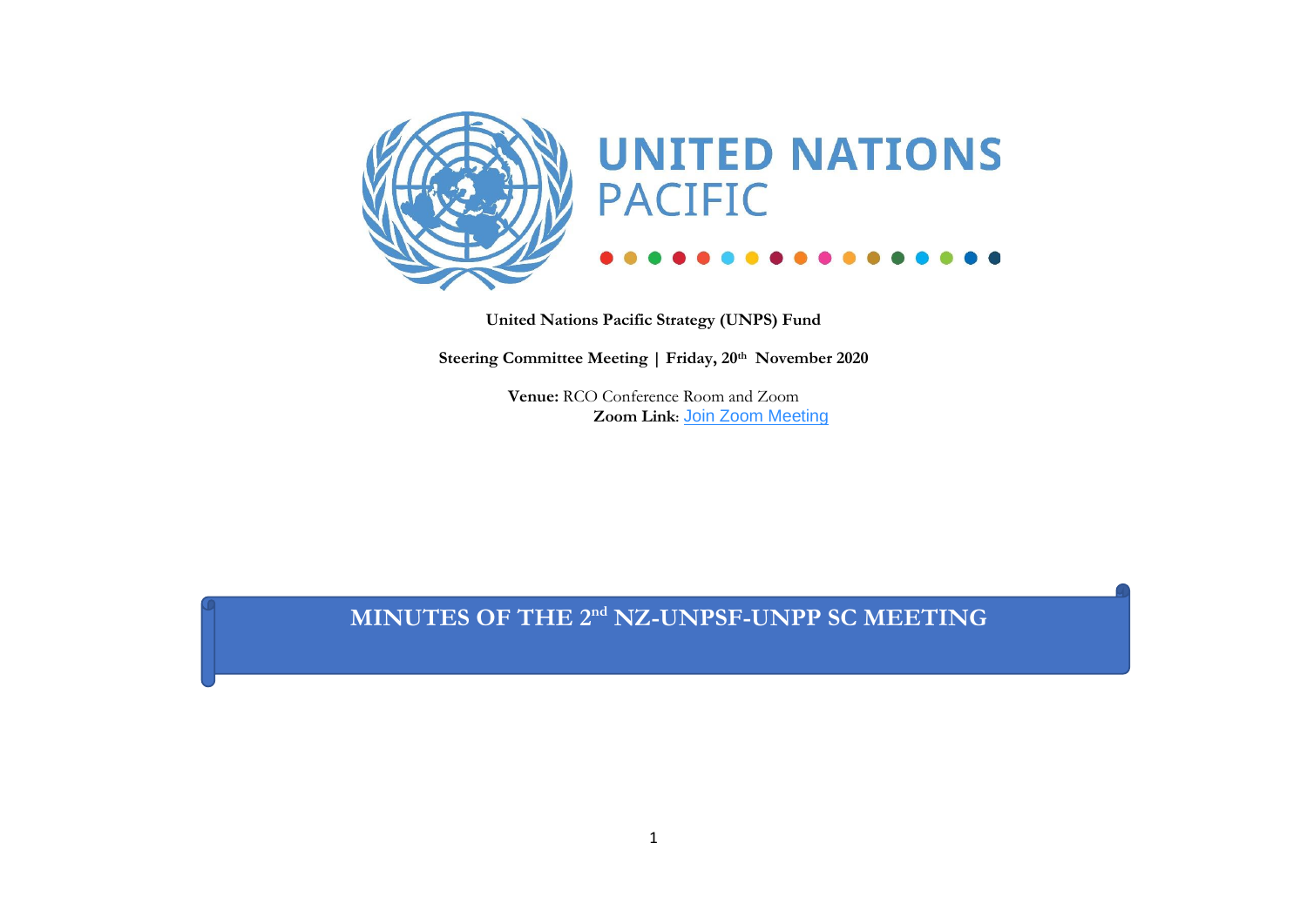UNITED NATIONS
PACIFIC

**United Nations Pacific Strategy (UNPS) Fund**

**Steering Committee Meeting | Friday, 20th November 2020**

**Venue:** RCO Conference Room and Zoom
**Zoom Link**: Join Zoom Meeting

# MINUTES OF THE 2nd NZ-UNPSF-UNPP SC MEETING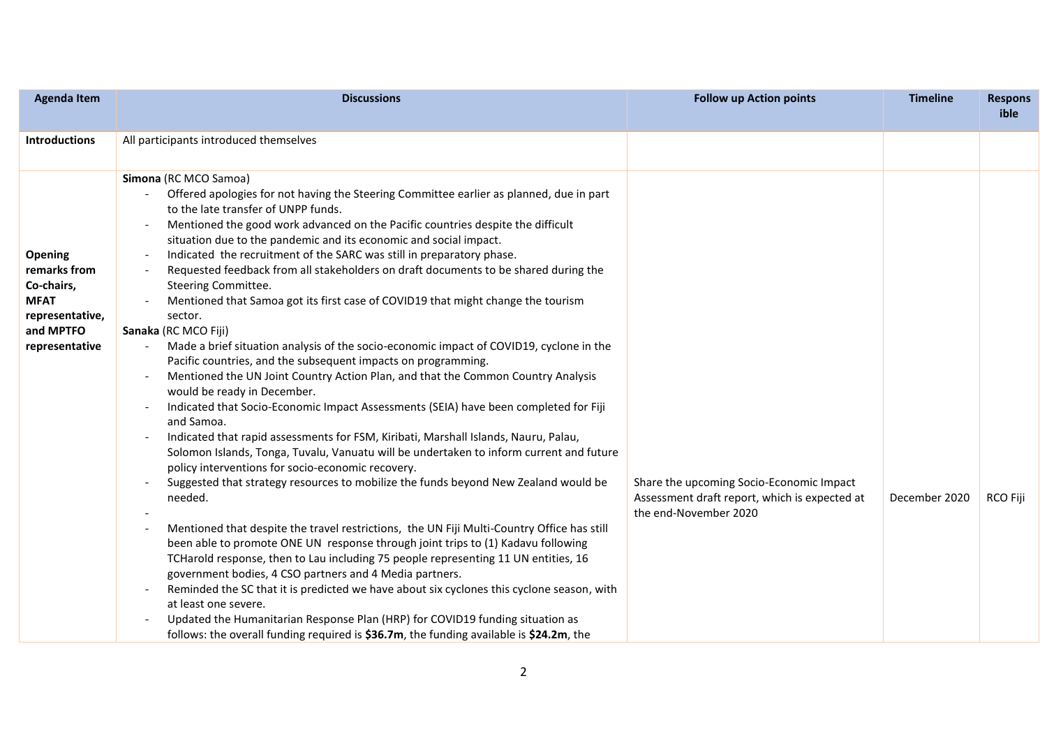| Agenda Item | Discussions | Follow up Action points | Timeline | Responsible |
|---|---|---|---|---|
| **Introductions** | All participants introduced themselves | | | |
| **Opening remarks from Co-chairs, MFAT representative, and MPTFO representative** | **Simona** (RC MCO Samoa)<br>- Offered apologies for not having the Steering Committee earlier as planned, due in part to the late transfer of UNPP funds.<br>- Mentioned the good work advanced on the Pacific countries despite the difficult situation due to the pandemic and its economic and social impact.<br>- Indicated the recruitment of the SARC was still in preparatory phase.<br>- Requested feedback from all stakeholders on draft documents to be shared during the Steering Committee.<br>- Mentioned that Samoa got its first case of COVID19 that might change the tourism sector.<br>**Sanaka** (RC MCO Fiji)<br>- Made a brief situation analysis of the socio-economic impact of COVID19, cyclone in the Pacific countries, and the subsequent impacts on programming.<br>- Mentioned the UN Joint Country Action Plan, and that the Common Country Analysis would be ready in December.<br>- Indicated that Socio-Economic Impact Assessments (SEIA) have been completed for Fiji and Samoa.<br>- Indicated that rapid assessments for FSM, Kiribati, Marshall Islands, Nauru, Palau, Solomon Islands, Tonga, Tuvalu, Vanuatu will be undertaken to inform current and future policy interventions for socio-economic recovery.<br>- Suggested that strategy resources to mobilize the funds beyond New Zealand would be needed.<br>-<br>- Mentioned that despite the travel restrictions, the UN Fiji Multi-Country Office has still been able to promote ONE UN response through joint trips to (1) Kadavu following TCHarold response, then to Lau including 75 people representing 11 UN entities, 16 government bodies, 4 CSO partners and 4 Media partners.<br>- Reminded the SC that it is predicted we have about six cyclones this cyclone season, with at least one severe.<br>- Updated the Humanitarian Response Plan (HRP) for COVID19 funding situation as follows: the overall funding required is **$36.7m**, the funding available is **$24.2m**, the | Share the upcoming Socio-Economic Impact Assessment draft report, which is expected at the end-November 2020 | December 2020 | RCO Fiji |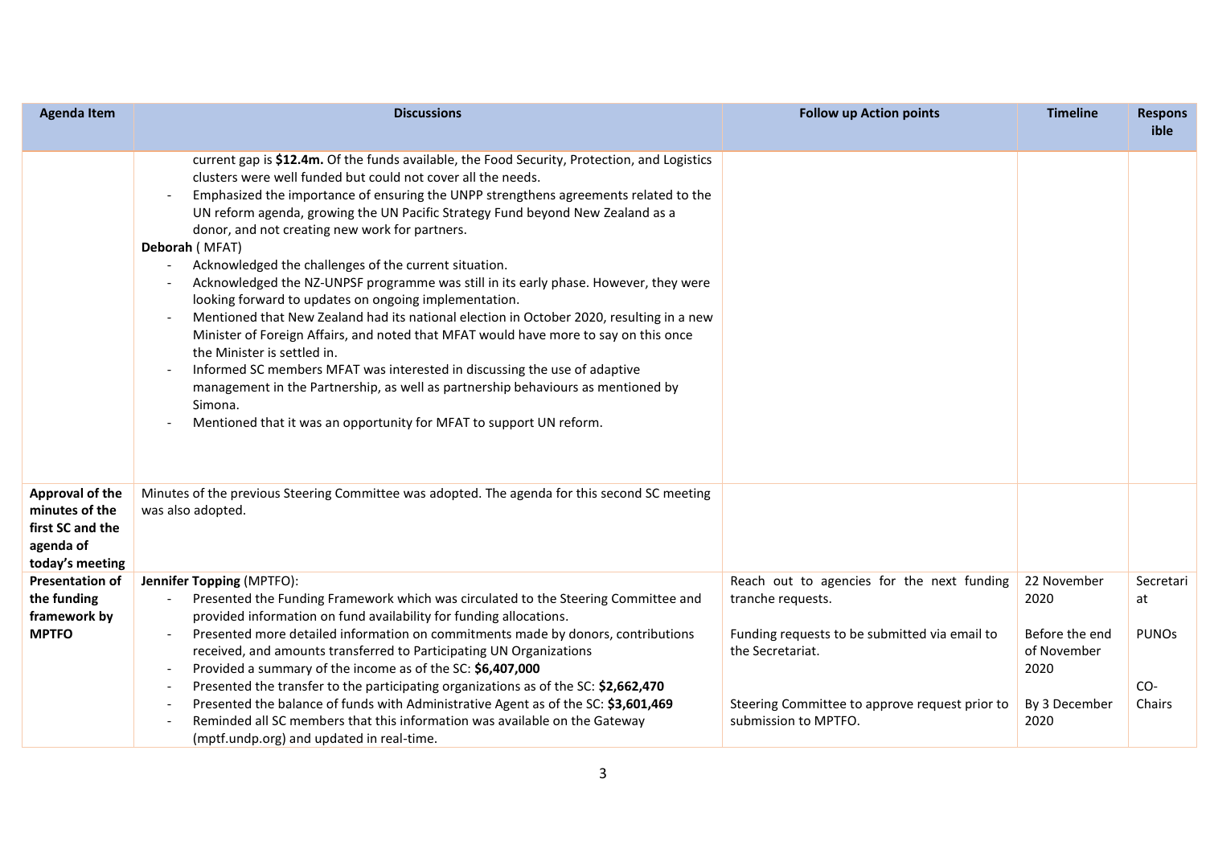| Agenda Item | Discussions | Follow up Action points | Timeline | Responsible |
|---|---|---|---|---|
| | current gap is **$12.4m.** Of the funds available, the Food Security, Protection, and Logistics clusters were well funded but could not cover all the needs.<br>- Emphasized the importance of ensuring the UNPP strengthens agreements related to the UN reform agenda, growing the UN Pacific Strategy Fund beyond New Zealand as a donor, and not creating new work for partners.<br>**Deborah** ( MFAT)<br>- Acknowledged the challenges of the current situation.<br>- Acknowledged the NZ-UNPSF programme was still in its early phase. However, they were looking forward to updates on ongoing implementation.<br>- Mentioned that New Zealand had its national election in October 2020, resulting in a new Minister of Foreign Affairs, and noted that MFAT would have more to say on this once the Minister is settled in.<br>- Informed SC members MFAT was interested in discussing the use of adaptive management in the Partnership, as well as partnership behaviours as mentioned by Simona.<br>- Mentioned that it was an opportunity for MFAT to support UN reform. | | | |
| **Approval of the minutes of the first SC and the agenda of today's meeting** | Minutes of the previous Steering Committee was adopted. The agenda for this second SC meeting was also adopted. | | | |
| **Presentation of the funding framework by MPTFO** | **Jennifer Topping** (MPTFO):<br>- Presented the Funding Framework which was circulated to the Steering Committee and provided information on fund availability for funding allocations.<br>- Presented more detailed information on commitments made by donors, contributions received, and amounts transferred to Participating UN Organizations<br>- Provided a summary of the income as of the SC: **$6,407,000**<br>- Presented the transfer to the participating organizations as of the SC: **$2,662,470**<br>- Presented the balance of funds with Administrative Agent as of the SC: **$3,601,469**<br>- Reminded all SC members that this information was available on the Gateway (mptf.undp.org) and updated in real-time. | Reach out to agencies for the next funding tranche requests.<br><br>Funding requests to be submitted via email to the Secretariat.<br><br>Steering Committee to approve request prior to submission to MPTFO. | 22 November 2020<br><br>Before the end of November 2020<br><br>By 3 December 2020 | Secretariat<br><br>PUNOs<br><br>CO-Chairs |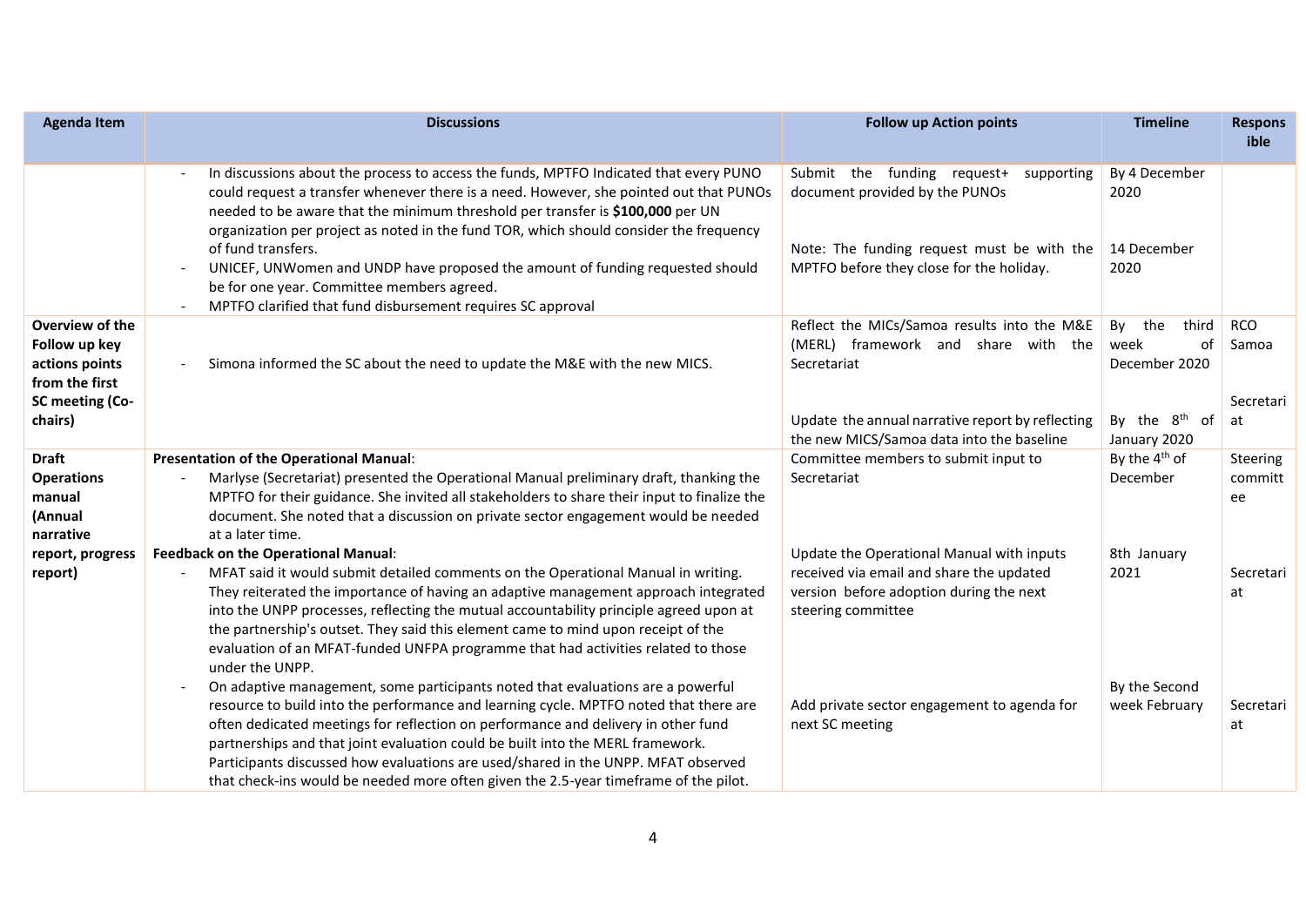| Agenda Item | Discussions | Follow up Action points | Timeline | Responsible |
|---|---|---|---|---|
| | - In discussions about the process to access the funds, MPTFO Indicated that every PUNO could request a transfer whenever there is a need. However, she pointed out that PUNOs needed to be aware that the minimum threshold per transfer is **$100,000** per UN organization per project as noted in the fund TOR, which should consider the frequency of fund transfers.<br>- UNICEF, UNWomen and UNDP have proposed the amount of funding requested should be for one year. Committee members agreed.<br>- MPTFO clarified that fund disbursement requires SC approval | Submit the funding request+ supporting document provided by the PUNOs<br><br>Note: The funding request must be with the MPTFO before they close for the holiday. | By 4 December 2020<br><br>14 December 2020 | |
| **Overview of the Follow up key actions points from the first SC meeting (Co-chairs)** | - Simona informed the SC about the need to update the M&E with the new MICS. | Reflect the MICs/Samoa results into the M&E (MERL) framework and share with the Secretariat<br><br>Update the annual narrative report by reflecting the new MICS/Samoa data into the baseline | By the third week of December 2020<br><br>By the 8th of January 2020 | RCO Samoa<br><br>Secretariat |
| **Draft Operations manual (Annual narrative report, progress report)** | **Presentation of the Operational Manual**:<br>- Marlyse (Secretariat) presented the Operational Manual preliminary draft, thanking the MPTFO for their guidance. She invited all stakeholders to share their input to finalize the document. She noted that a discussion on private sector engagement would be needed at a later time.<br>**Feedback on the Operational Manual**:<br>- MFAT said it would submit detailed comments on the Operational Manual in writing. They reiterated the importance of having an adaptive management approach integrated into the UNPP processes, reflecting the mutual accountability principle agreed upon at the partnership's outset. They said this element came to mind upon receipt of the evaluation of an MFAT-funded UNFPA programme that had activities related to those under the UNPP.<br>- On adaptive management, some participants noted that evaluations are a powerful resource to build into the performance and learning cycle. MPTFO noted that there are often dedicated meetings for reflection on performance and delivery in other fund partnerships and that joint evaluation could be built into the MERL framework. Participants discussed how evaluations are used/shared in the UNPP. MFAT observed that check-ins would be needed more often given the 2.5-year timeframe of the pilot. | Committee members to submit input to Secretariat<br><br>Update the Operational Manual with inputs received via email and share the updated version before adoption during the next steering committee<br><br>Add private sector engagement to agenda for next SC meeting | By the 4th of December<br><br>8th January 2021<br><br>By the Second week February | Steering committee<br><br>Secretariat<br><br>Secretariat |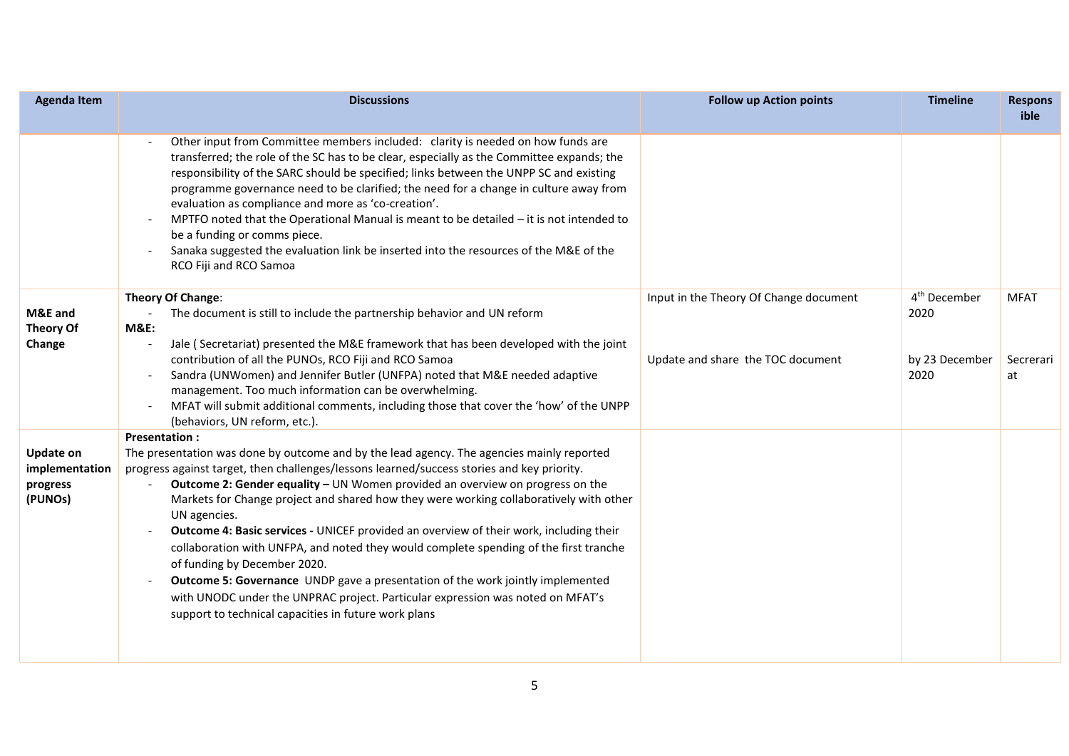| Agenda Item | Discussions | Follow up Action points | Timeline | Responsible |
|---|---|---|---|---|
| | - Other input from Committee members included: clarity is needed on how funds are transferred; the role of the SC has to be clear, especially as the Committee expands; the responsibility of the SARC should be specified; links between the UNPP SC and existing programme governance need to be clarified; the need for a change in culture away from evaluation as compliance and more as 'co-creation'.<br>- MPTFO noted that the Operational Manual is meant to be detailed – it is not intended to be a funding or comms piece.<br>- Sanaka suggested the evaluation link be inserted into the resources of the M&E of the RCO Fiji and RCO Samoa | | | |
| **M&E and Theory Of Change** | **Theory Of Change**:<br>- The document is still to include the partnership behavior and UN reform<br>**M&E:**<br>- Jale ( Secretariat) presented the M&E framework that has been developed with the joint contribution of all the PUNOs, RCO Fiji and RCO Samoa<br>- Sandra (UNWomen) and Jennifer Butler (UNFPA) noted that M&E needed adaptive management. Too much information can be overwhelming.<br>- MFAT will submit additional comments, including those that cover the 'how' of the UNPP (behaviors, UN reform, etc.). | Input in the Theory Of Change document<br><br>Update and share the TOC document | 4th December 2020<br><br>by 23 December 2020 | MFAT<br><br>Secrerariat |
| **Update on implementation progress (PUNOs)** | **Presentation :**<br>The presentation was done by outcome and by the lead agency. The agencies mainly reported progress against target, then challenges/lessons learned/success stories and key priority.<br>- **Outcome 2: Gender equality –** UN Women provided an overview on progress on the Markets for Change project and shared how they were working collaboratively with other UN agencies.<br>- **Outcome 4: Basic services -** UNICEF provided an overview of their work, including their collaboration with UNFPA, and noted they would complete spending of the first tranche of funding by December 2020.<br>- **Outcome 5: Governance** UNDP gave a presentation of the work jointly implemented with UNODC under the UNPRAC project. Particular expression was noted on MFAT's support to technical capacities in future work plans | | | |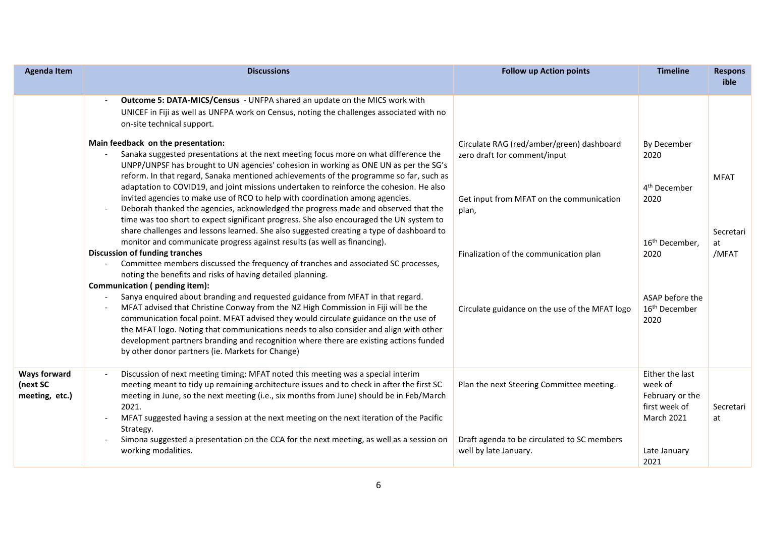| Agenda Item | Discussions | Follow up Action points | Timeline | Responsible |
|---|---|---|---|---|
| | - **Outcome 5: DATA-MICS/Census** - UNFPA shared an update on the MICS work with UNICEF in Fiji as well as UNFPA work on Census, noting the challenges associated with no on-site technical support.<br><br>**Main feedback on the presentation:**<br>- Sanaka suggested presentations at the next meeting focus more on what difference the UNPP/UNPSF has brought to UN agencies' cohesion in working as ONE UN as per the SG's reform. In that regard, Sanaka mentioned achievements of the programme so far, such as adaptation to COVID19, and joint missions undertaken to reinforce the cohesion. He also invited agencies to make use of RCO to help with coordination among agencies.<br>- Deborah thanked the agencies, acknowledged the progress made and observed that the time was too short to expect significant progress. She also encouraged the UN system to share challenges and lessons learned. She also suggested creating a type of dashboard to monitor and communicate progress against results (as well as financing).<br>**Discussion of funding tranches**<br>- Committee members discussed the frequency of tranches and associated SC processes, noting the benefits and risks of having detailed planning.<br>**Communication ( pending item):**<br>- Sanya enquired about branding and requested guidance from MFAT in that regard.<br>- MFAT advised that Christine Conway from the NZ High Commission in Fiji will be the communication focal point. MFAT advised they would circulate guidance on the use of the MFAT logo. Noting that communications needs to also consider and align with other development partners branding and recognition where there are existing actions funded by other donor partners (ie. Markets for Change) | Circulate RAG (red/amber/green) dashboard zero draft for comment/input<br><br>Get input from MFAT on the communication plan,<br><br>Finalization of the communication plan<br><br>Circulate guidance on the use of the MFAT logo | By December 2020<br><br>4th December 2020<br><br>16th December, 2020<br><br>ASAP before the 16th December 2020 | MFAT<br><br>Secretariat /MFAT |
| **Ways forward (next SC meeting, etc.)** | - Discussion of next meeting timing: MFAT noted this meeting was a special interim meeting meant to tidy up remaining architecture issues and to check in after the first SC meeting in June, so the next meeting (i.e., six months from June) should be in Feb/March 2021.<br>- MFAT suggested having a session at the next meeting on the next iteration of the Pacific Strategy.<br>- Simona suggested a presentation on the CCA for the next meeting, as well as a session on working modalities. | Plan the next Steering Committee meeting.<br><br>Draft agenda to be circulated to SC members well by late January. | Either the last week of February or the first week of March 2021<br><br>Late January 2021 | Secretariat |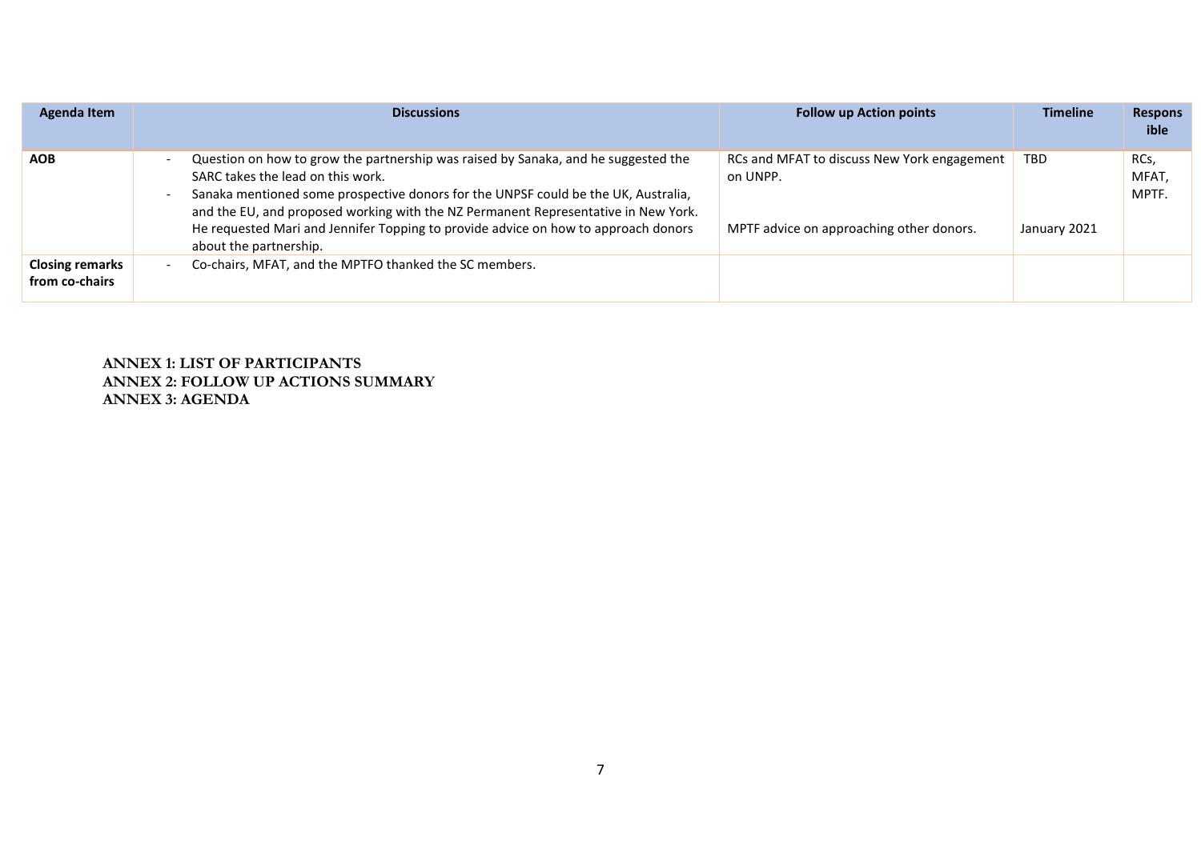| Agenda Item | Discussions | Follow up Action points | Timeline | Responsible |
|---|---|---|---|---|
| **AOB** | - Question on how to grow the partnership was raised by Sanaka, and he suggested the SARC takes the lead on this work.<br>- Sanaka mentioned some prospective donors for the UNPSF could be the UK, Australia, and the EU, and proposed working with the NZ Permanent Representative in New York. He requested Mari and Jennifer Topping to provide advice on how to approach donors about the partnership. | RCs and MFAT to discuss New York engagement on UNPP.<br><br>MPTF advice on approaching other donors. | TBD<br><br>January 2021 | RCs, MFAT, MPTF. |
| **Closing remarks from co-chairs** | - Co-chairs, MFAT, and the MPTFO thanked the SC members. | | | |

**ANNEX 1: LIST OF PARTICIPANTS**
**ANNEX 2: FOLLOW UP ACTIONS SUMMARY**
**ANNEX 3: AGENDA**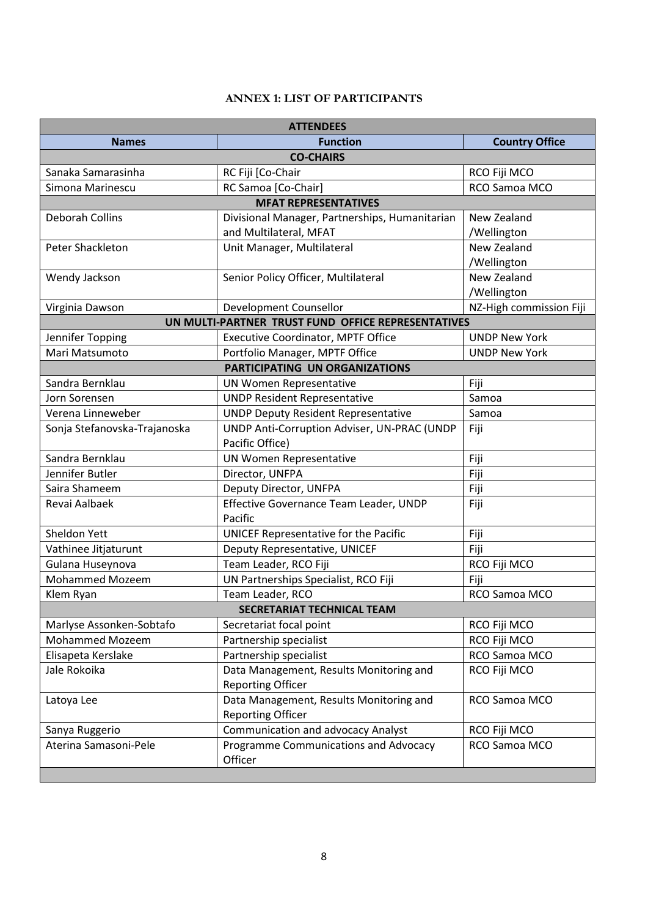# ANNEX 1: LIST OF PARTICIPANTS

| ATTENDEES | | |
|---|---|---|
| **Names** | **Function** | **Country Office** |
| **CO-CHAIRS** | | |
| Sanaka Samarasinha | RC Fiji [Co-Chair | RCO Fiji MCO |
| Simona Marinescu | RC Samoa [Co-Chair] | RCO Samoa MCO |
| **MFAT REPRESENTATIVES** | | |
| Deborah Collins | Divisional Manager, Partnerships, Humanitarian and Multilateral, MFAT | New Zealand /Wellington |
| Peter Shackleton | Unit Manager, Multilateral | New Zealand /Wellington |
| Wendy Jackson | Senior Policy Officer, Multilateral | New Zealand /Wellington |
| Virginia Dawson | Development Counsellor | NZ-High commission Fiji |
| **UN MULTI-PARTNER TRUST FUND OFFICE REPRESENTATIVES** | | |
| Jennifer Topping | Executive Coordinator, MPTF Office | UNDP New York |
| Mari Matsumoto | Portfolio Manager, MPTF Office | UNDP New York |
| **PARTICIPATING UN ORGANIZATIONS** | | |
| Sandra Bernklau | UN Women Representative | Fiji |
| Jorn Sorensen | UNDP Resident Representative | Samoa |
| Verena Linneweber | UNDP Deputy Resident Representative | Samoa |
| Sonja Stefanovska-Trajanoska | UNDP Anti-Corruption Adviser, UN-PRAC (UNDP Pacific Office) | Fiji |
| Sandra Bernklau | UN Women Representative | Fiji |
| Jennifer Butler | Director, UNFPA | Fiji |
| Saira Shameem | Deputy Director, UNFPA | Fiji |
| Revai Aalbaek | Effective Governance Team Leader, UNDP Pacific | Fiji |
| Sheldon Yett | UNICEF Representative for the Pacific | Fiji |
| Vathinee Jitjaturunt | Deputy Representative, UNICEF | Fiji |
| Gulana Huseynova | Team Leader, RCO Fiji | RCO Fiji MCO |
| Mohammed Mozeem | UN Partnerships Specialist, RCO Fiji | Fiji |
| Klem Ryan | Team Leader, RCO | RCO Samoa MCO |
| **SECRETARIAT TECHNICAL TEAM** | | |
| Marlyse Assonken-Sobtafo | Secretariat focal point | RCO Fiji MCO |
| Mohammed Mozeem | Partnership specialist | RCO Fiji MCO |
| Elisapeta Kerslake | Partnership specialist | RCO Samoa MCO |
| Jale Rokoika | Data Management, Results Monitoring and Reporting Officer | RCO Fiji MCO |
| Latoya Lee | Data Management, Results Monitoring and Reporting Officer | RCO Samoa MCO |
| Sanya Ruggerio | Communication and advocacy Analyst | RCO Fiji MCO |
| Aterina Samasoni-Pele | Programme Communications and Advocacy Officer | RCO Samoa MCO |
| | | |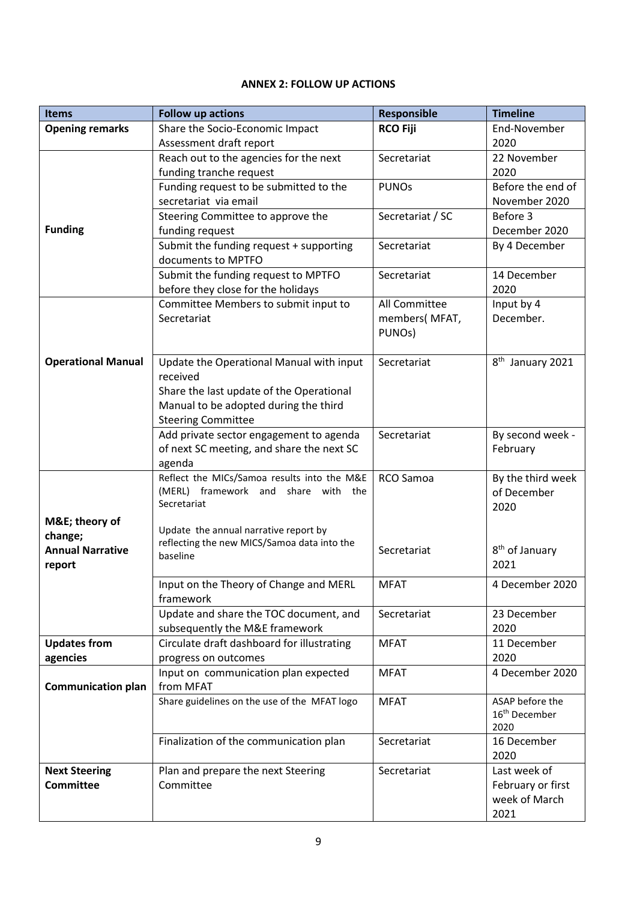**ANNEX 2: FOLLOW UP ACTIONS**

| Items | Follow up actions | Responsible | Timeline |
|---|---|---|---|
| **Opening remarks** | Share the Socio-Economic Impact Assessment draft report | **RCO Fiji** | End-November 2020 |
| **Funding** | Reach out to the agencies for the next funding tranche request | Secretariat | 22 November 2020 |
| | Funding request to be submitted to the secretariat via email | PUNOs | Before the end of November 2020 |
| | Steering Committee to approve the funding request | Secretariat / SC | Before 3 December 2020 |
| | Submit the funding request + supporting documents to MPTFO | Secretariat | By 4 December |
| | Submit the funding request to MPTFO before they close for the holidays | Secretariat | 14 December 2020 |
| **Operational Manual** | Committee Members to submit input to Secretariat | All Committee members( MFAT, PUNOs) | Input by 4 December. |
| | Update the Operational Manual with input received<br>Share the last update of the Operational Manual to be adopted during the third Steering Committee | Secretariat | 8th January 2021 |
| | Add private sector engagement to agenda of next SC meeting, and share the next SC agenda | Secretariat | By second week - February |
| **M&E; theory of change; Annual Narrative report** | Reflect the MICs/Samoa results into the M&E (MERL) framework and share with the Secretariat<br><br>Update the annual narrative report by reflecting the new MICS/Samoa data into the baseline | RCO Samoa<br><br>Secretariat | By the third week of December 2020<br><br>8th of January 2021 |
| | Input on the Theory of Change and MERL framework | MFAT | 4 December 2020 |
| | Update and share the TOC document, and subsequently the M&E framework | Secretariat | 23 December 2020 |
| **Updates from agencies** | Circulate draft dashboard for illustrating progress on outcomes | MFAT | 11 December 2020 |
| **Communication plan** | Input on communication plan expected from MFAT | MFAT | 4 December 2020 |
| | Share guidelines on the use of the MFAT logo | MFAT | ASAP before the 16th December 2020 |
| | Finalization of the communication plan | Secretariat | 16 December 2020 |
| **Next Steering Committee** | Plan and prepare the next Steering Committee | Secretariat | Last week of February or first week of March 2021 |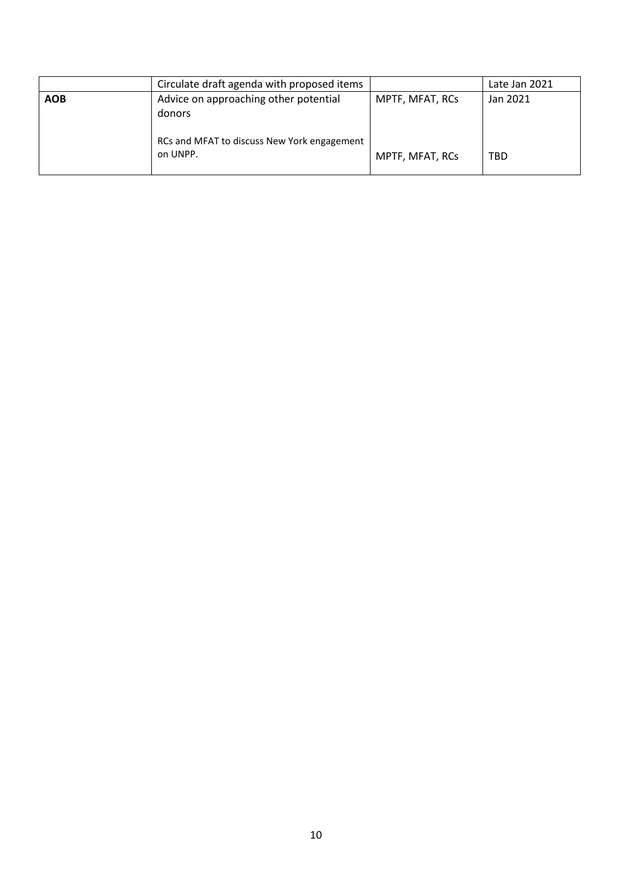| | | | |
|---|---|---|---|
| | Circulate draft agenda with proposed items | | Late Jan 2021 |
| **AOB** | Advice on approaching other potential donors<br><br>RCs and MFAT to discuss New York engagement on UNPP. | MPTF, MFAT, RCs<br><br>MPTF, MFAT, RCs | Jan 2021<br><br>TBD |